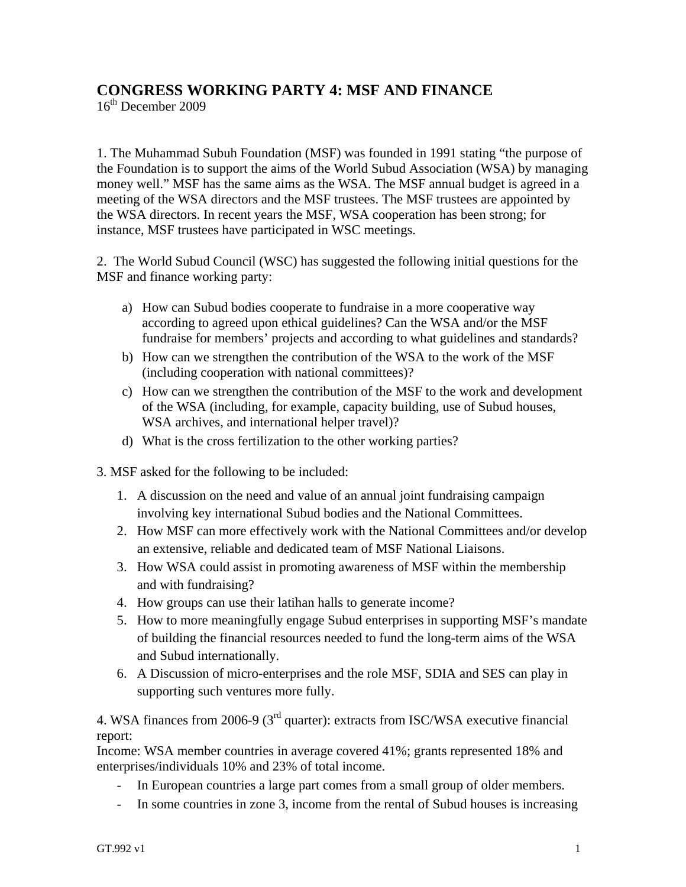# CONGRESS WORKING PARTY 4: MSF AND FINANCE

16th December 2009

1. The Muhammad Subuh Foundation (MSF) was founded in 1991 stating "the purpose of the Foundation is to support the aims of the World Subud Association (WSA) by managing money well." MSF has the same aims as the WSA. The MSF annual budget is agreed in a meeting of the WSA directors and the MSF trustees. The MSF trustees are appointed by the WSA directors. In recent years the MSF, WSA cooperation has been strong; for instance, MSF trustees have participated in WSC meetings.

2. The World Subud Council (WSC) has suggested the following initial questions for the MSF and finance working party:

   a) How can Subud bodies cooperate to fundraise in a more cooperative way according to agreed upon ethical guidelines? Can the WSA and/or the MSF fundraise for members' projects and according to what guidelines and standards?
   b) How can we strengthen the contribution of the WSA to the work of the MSF (including cooperation with national committees)?
   c) How can we strengthen the contribution of the MSF to the work and development of the WSA (including, for example, capacity building, use of Subud houses, WSA archives, and international helper travel)?
   d) What is the cross fertilization to the other working parties?

3. MSF asked for the following to be included:

   1. A discussion on the need and value of an annual joint fundraising campaign involving key international Subud bodies and the National Committees.
   2. How MSF can more effectively work with the National Committees and/or develop an extensive, reliable and dedicated team of MSF National Liaisons.
   3. How WSA could assist in promoting awareness of MSF within the membership and with fundraising?
   4. How groups can use their latihan halls to generate income?
   5. How to more meaningfully engage Subud enterprises in supporting MSF's mandate of building the financial resources needed to fund the long-term aims of the WSA and Subud internationally.
   6. A Discussion of micro-enterprises and the role MSF, SDIA and SES can play in supporting such ventures more fully.

4. WSA finances from 2006-9 (3rd quarter): extracts from ISC/WSA executive financial report:
Income: WSA member countries in average covered 41%; grants represented 18% and enterprises/individuals 10% and 23% of total income.

- In European countries a large part comes from a small group of older members.
- In some countries in zone 3, income from the rental of Subud houses is increasing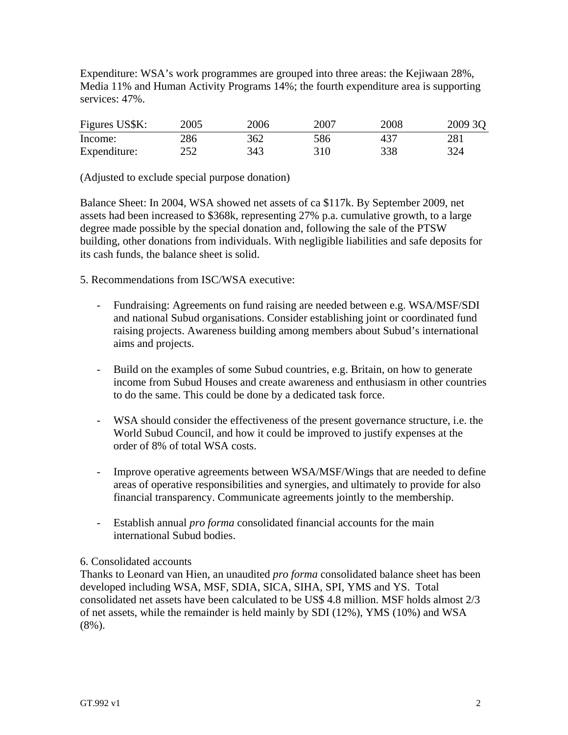Expenditure: WSA's work programmes are grouped into three areas: the Kejiwaan 28%, Media 11% and Human Activity Programs 14%; the fourth expenditure area is supporting services: 47%.

| Figures US$K: | 2005 | 2006 | 2007 | 2008 | 2009 3Q |
|---|---|---|---|---|---|
| Income: | 286 | 362 | 586 | 437 | 281 |
| Expenditure: | 252 | 343 | 310 | 338 | 324 |

(Adjusted to exclude special purpose donation)

Balance Sheet: In 2004, WSA showed net assets of ca $117k. By September 2009, net assets had been increased to $368k, representing 27% p.a. cumulative growth, to a large degree made possible by the special donation and, following the sale of the PTSW building, other donations from individuals. With negligible liabilities and safe deposits for its cash funds, the balance sheet is solid.

5. Recommendations from ISC/WSA executive:

- Fundraising: Agreements on fund raising are needed between e.g. WSA/MSF/SDI and national Subud organisations. Consider establishing joint or coordinated fund raising projects. Awareness building among members about Subud's international aims and projects.

- Build on the examples of some Subud countries, e.g. Britain, on how to generate income from Subud Houses and create awareness and enthusiasm in other countries to do the same. This could be done by a dedicated task force.

- WSA should consider the effectiveness of the present governance structure, i.e. the World Subud Council, and how it could be improved to justify expenses at the order of 8% of total WSA costs.

- Improve operative agreements between WSA/MSF/Wings that are needed to define areas of operative responsibilities and synergies, and ultimately to provide for also financial transparency. Communicate agreements jointly to the membership.

- Establish annual *pro forma* consolidated financial accounts for the main international Subud bodies.

6. Consolidated accounts
Thanks to Leonard van Hien, an unaudited *pro forma* consolidated balance sheet has been developed including WSA, MSF, SDIA, SICA, SIHA, SPI, YMS and YS. Total consolidated net assets have been calculated to be US$ 4.8 million. MSF holds almost 2/3 of net assets, while the remainder is held mainly by SDI (12%), YMS (10%) and WSA (8%).